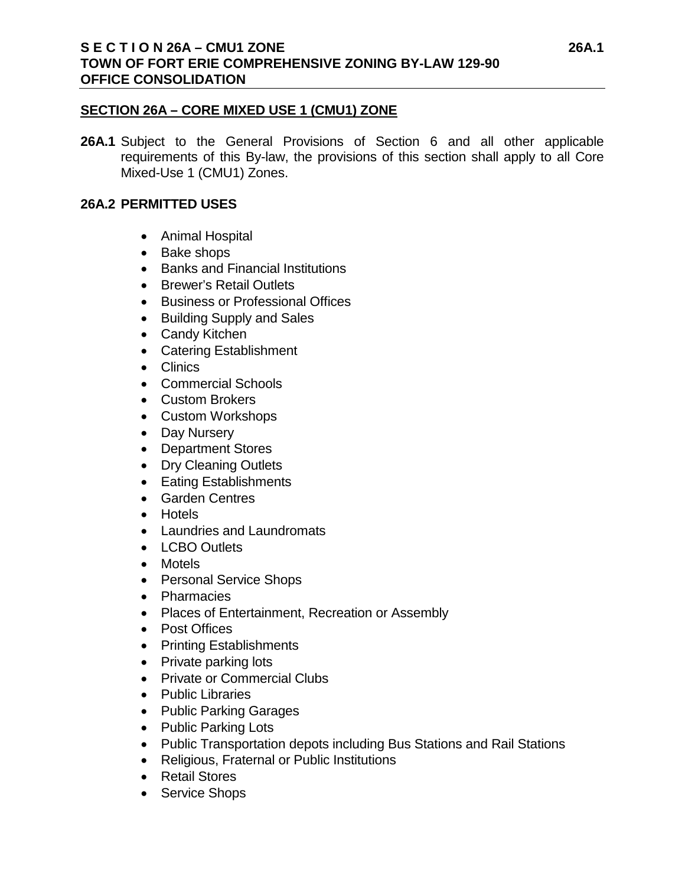## SECTION 26A – CORE MIXED USE 1 (CMU1) ZONE

**26A.1** Subject to the General Provisions of Section 6 and all other applicable requirements of this By-law, the provisions of this section shall apply to all Core Mixed-Use 1 (CMU1) Zones.

### 26A.2 PERMITTED USES

- Animal Hospital
- Bake shops
- Banks and Financial Institutions
- Brewer's Retail Outlets
- Business or Professional Offices
- Building Supply and Sales
- Candy Kitchen
- Catering Establishment
- Clinics
- Commercial Schools
- Custom Brokers
- Custom Workshops
- Day Nursery
- Department Stores
- Dry Cleaning Outlets
- Eating Establishments
- Garden Centres
- Hotels
- Laundries and Laundromats
- LCBO Outlets
- Motels
- Personal Service Shops
- Pharmacies
- Places of Entertainment, Recreation or Assembly
- Post Offices
- Printing Establishments
- Private parking lots
- Private or Commercial Clubs
- Public Libraries
- Public Parking Garages
- Public Parking Lots
- Public Transportation depots including Bus Stations and Rail Stations
- Religious, Fraternal or Public Institutions
- Retail Stores
- Service Shops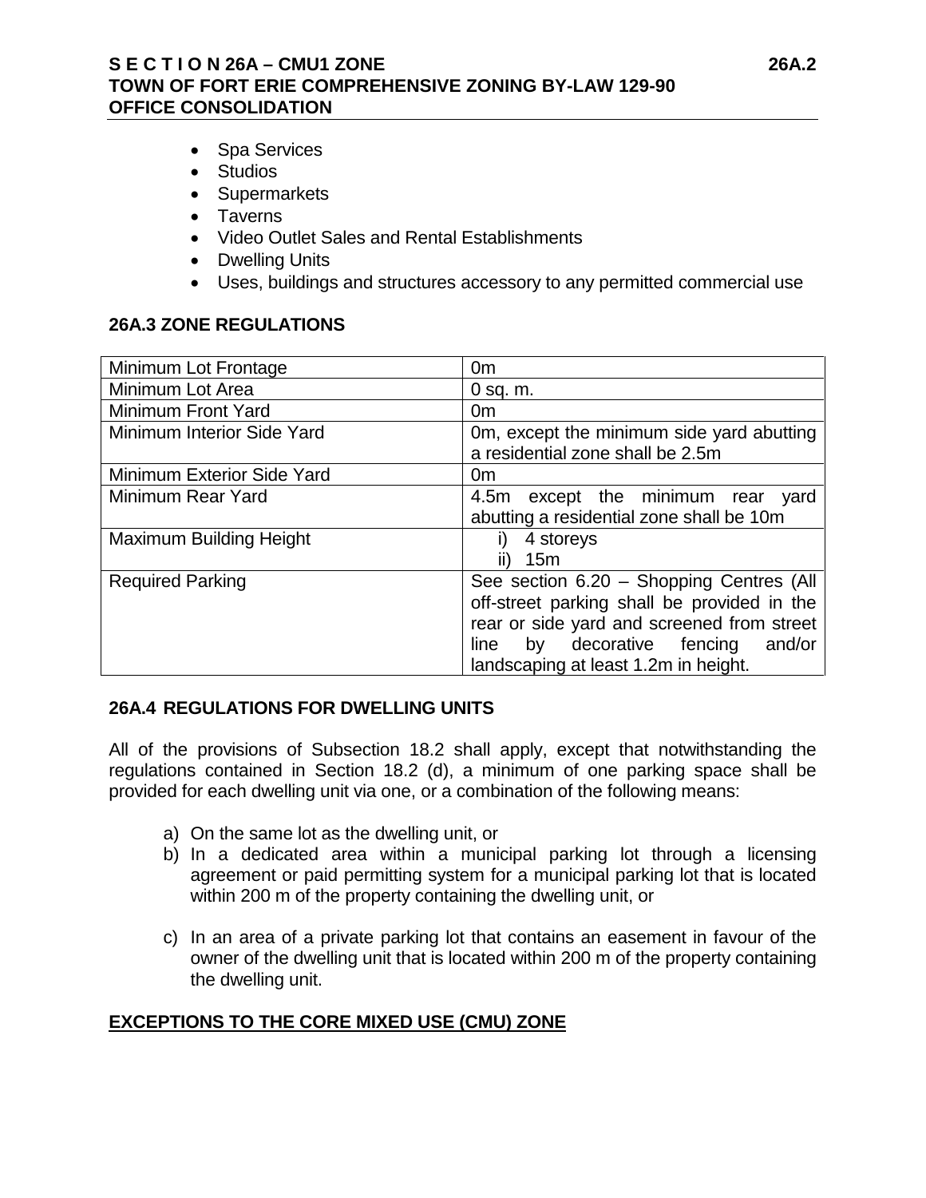- Spa Services
- Studios
- Supermarkets
- Taverns
- Video Outlet Sales and Rental Establishments
- Dwelling Units
- Uses, buildings and structures accessory to any permitted commercial use

## 26A.3 ZONE REGULATIONS

| | |
|---|---|
| Minimum Lot Frontage | 0m |
| Minimum Lot Area | 0 sq. m. |
| Minimum Front Yard | 0m |
| Minimum Interior Side Yard | 0m, except the minimum side yard abutting a residential zone shall be 2.5m |
| Minimum Exterior Side Yard | 0m |
| Minimum Rear Yard | 4.5m except the minimum rear yard abutting a residential zone shall be 10m |
| Maximum Building Height | i) 4 storeys<br>ii) 15m |
| Required Parking | See section 6.20 – Shopping Centres (All off-street parking shall be provided in the rear or side yard and screened from street line by decorative fencing and/or landscaping at least 1.2m in height. |

## 26A.4 REGULATIONS FOR DWELLING UNITS

All of the provisions of Subsection 18.2 shall apply, except that notwithstanding the regulations contained in Section 18.2 (d), a minimum of one parking space shall be provided for each dwelling unit via one, or a combination of the following means:

a) On the same lot as the dwelling unit, or
b) In a dedicated area within a municipal parking lot through a licensing agreement or paid permitting system for a municipal parking lot that is located within 200 m of the property containing the dwelling unit, or

c) In an area of a private parking lot that contains an easement in favour of the owner of the dwelling unit that is located within 200 m of the property containing the dwelling unit.

## EXCEPTIONS TO THE CORE MIXED USE (CMU) ZONE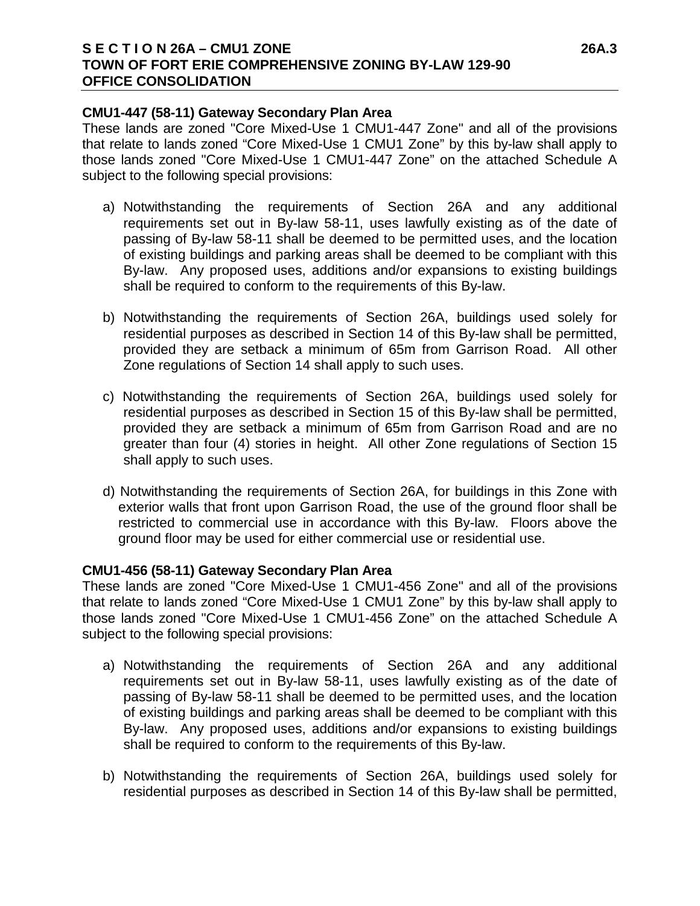**CMU1-447 (58-11) Gateway Secondary Plan Area**

These lands are zoned "Core Mixed-Use 1 CMU1-447 Zone" and all of the provisions that relate to lands zoned “Core Mixed-Use 1 CMU1 Zone” by this by-law shall apply to those lands zoned "Core Mixed-Use 1 CMU1-447 Zone” on the attached Schedule A subject to the following special provisions:

a) Notwithstanding the requirements of Section 26A and any additional requirements set out in By-law 58-11, uses lawfully existing as of the date of passing of By-law 58-11 shall be deemed to be permitted uses, and the location of existing buildings and parking areas shall be deemed to be compliant with this By-law. Any proposed uses, additions and/or expansions to existing buildings shall be required to conform to the requirements of this By-law.

b) Notwithstanding the requirements of Section 26A, buildings used solely for residential purposes as described in Section 14 of this By-law shall be permitted, provided they are setback a minimum of 65m from Garrison Road. All other Zone regulations of Section 14 shall apply to such uses.

c) Notwithstanding the requirements of Section 26A, buildings used solely for residential purposes as described in Section 15 of this By-law shall be permitted, provided they are setback a minimum of 65m from Garrison Road and are no greater than four (4) stories in height. All other Zone regulations of Section 15 shall apply to such uses.

d) Notwithstanding the requirements of Section 26A, for buildings in this Zone with exterior walls that front upon Garrison Road, the use of the ground floor shall be restricted to commercial use in accordance with this By-law. Floors above the ground floor may be used for either commercial use or residential use.

**CMU1-456 (58-11) Gateway Secondary Plan Area**

These lands are zoned "Core Mixed-Use 1 CMU1-456 Zone" and all of the provisions that relate to lands zoned “Core Mixed-Use 1 CMU1 Zone” by this by-law shall apply to those lands zoned "Core Mixed-Use 1 CMU1-456 Zone” on the attached Schedule A subject to the following special provisions:

a) Notwithstanding the requirements of Section 26A and any additional requirements set out in By-law 58-11, uses lawfully existing as of the date of passing of By-law 58-11 shall be deemed to be permitted uses, and the location of existing buildings and parking areas shall be deemed to be compliant with this By-law. Any proposed uses, additions and/or expansions to existing buildings shall be required to conform to the requirements of this By-law.

b) Notwithstanding the requirements of Section 26A, buildings used solely for residential purposes as described in Section 14 of this By-law shall be permitted,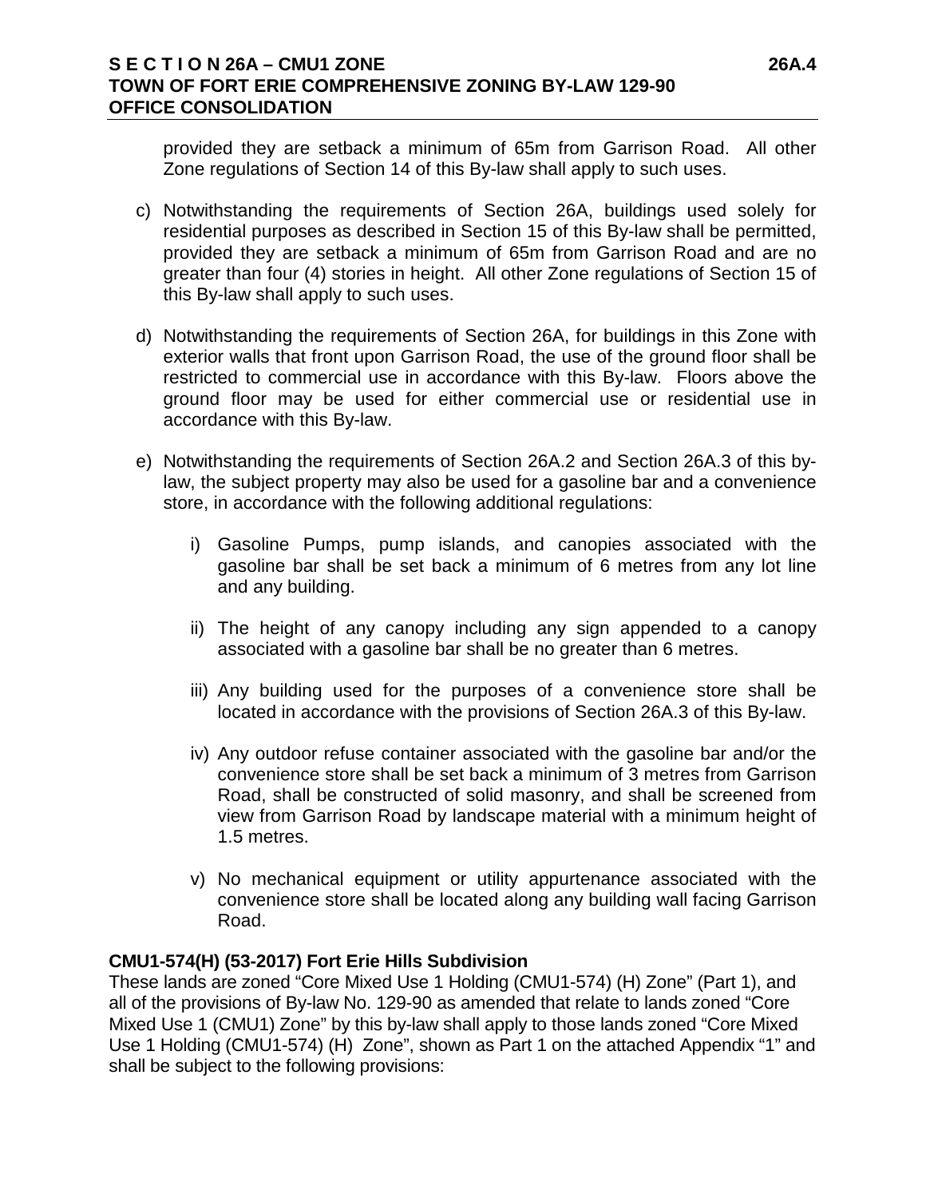provided they are setback a minimum of 65m from Garrison Road. All other Zone regulations of Section 14 of this By-law shall apply to such uses.

c) Notwithstanding the requirements of Section 26A, buildings used solely for residential purposes as described in Section 15 of this By-law shall be permitted, provided they are setback a minimum of 65m from Garrison Road and are no greater than four (4) stories in height. All other Zone regulations of Section 15 of this By-law shall apply to such uses.

d) Notwithstanding the requirements of Section 26A, for buildings in this Zone with exterior walls that front upon Garrison Road, the use of the ground floor shall be restricted to commercial use in accordance with this By-law. Floors above the ground floor may be used for either commercial use or residential use in accordance with this By-law.

e) Notwithstanding the requirements of Section 26A.2 and Section 26A.3 of this by-law, the subject property may also be used for a gasoline bar and a convenience store, in accordance with the following additional regulations:

   i) Gasoline Pumps, pump islands, and canopies associated with the gasoline bar shall be set back a minimum of 6 metres from any lot line and any building.

   ii) The height of any canopy including any sign appended to a canopy associated with a gasoline bar shall be no greater than 6 metres.

   iii) Any building used for the purposes of a convenience store shall be located in accordance with the provisions of Section 26A.3 of this By-law.

   iv) Any outdoor refuse container associated with the gasoline bar and/or the convenience store shall be set back a minimum of 3 metres from Garrison Road, shall be constructed of solid masonry, and shall be screened from view from Garrison Road by landscape material with a minimum height of 1.5 metres.

   v) No mechanical equipment or utility appurtenance associated with the convenience store shall be located along any building wall facing Garrison Road.

**CMU1-574(H) (53-2017) Fort Erie Hills Subdivision**

These lands are zoned "Core Mixed Use 1 Holding (CMU1-574) (H) Zone" (Part 1), and all of the provisions of By-law No. 129-90 as amended that relate to lands zoned "Core Mixed Use 1 (CMU1) Zone" by this by-law shall apply to those lands zoned "Core Mixed Use 1 Holding (CMU1-574) (H) Zone", shown as Part 1 on the attached Appendix "1" and shall be subject to the following provisions: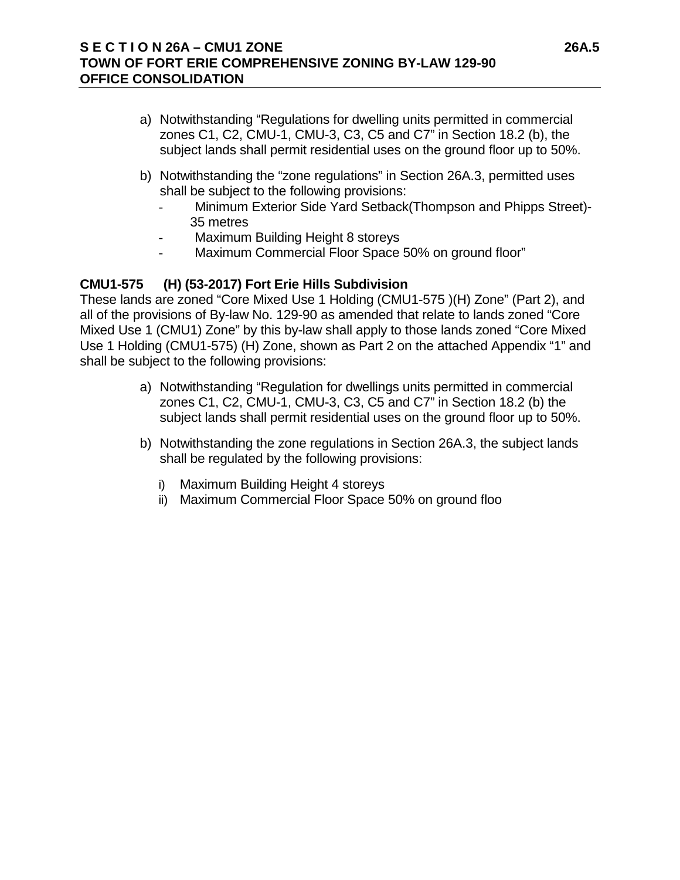a) Notwithstanding “Regulations for dwelling units permitted in commercial zones C1, C2, CMU-1, CMU-3, C3, C5 and C7” in Section 18.2 (b), the subject lands shall permit residential uses on the ground floor up to 50%.

b) Notwithstanding the “zone regulations” in Section 26A.3, permitted uses shall be subject to the following provisions:
   - Minimum Exterior Side Yard Setback(Thompson and Phipps Street)- 35 metres
   - Maximum Building Height 8 storeys
   - Maximum Commercial Floor Space 50% on ground floor”

**CMU1-575 (H) (53-2017) Fort Erie Hills Subdivision**

These lands are zoned “Core Mixed Use 1 Holding (CMU1-575 )(H) Zone” (Part 2), and all of the provisions of By-law No. 129-90 as amended that relate to lands zoned “Core Mixed Use 1 (CMU1) Zone” by this by-law shall apply to those lands zoned “Core Mixed Use 1 Holding (CMU1-575) (H) Zone, shown as Part 2 on the attached Appendix “1” and shall be subject to the following provisions:

a) Notwithstanding “Regulation for dwellings units permitted in commercial zones C1, C2, CMU-1, CMU-3, C3, C5 and C7” in Section 18.2 (b) the subject lands shall permit residential uses on the ground floor up to 50%.

b) Notwithstanding the zone regulations in Section 26A.3, the subject lands shall be regulated by the following provisions:

   i) Maximum Building Height 4 storeys
   ii) Maximum Commercial Floor Space 50% on ground floo